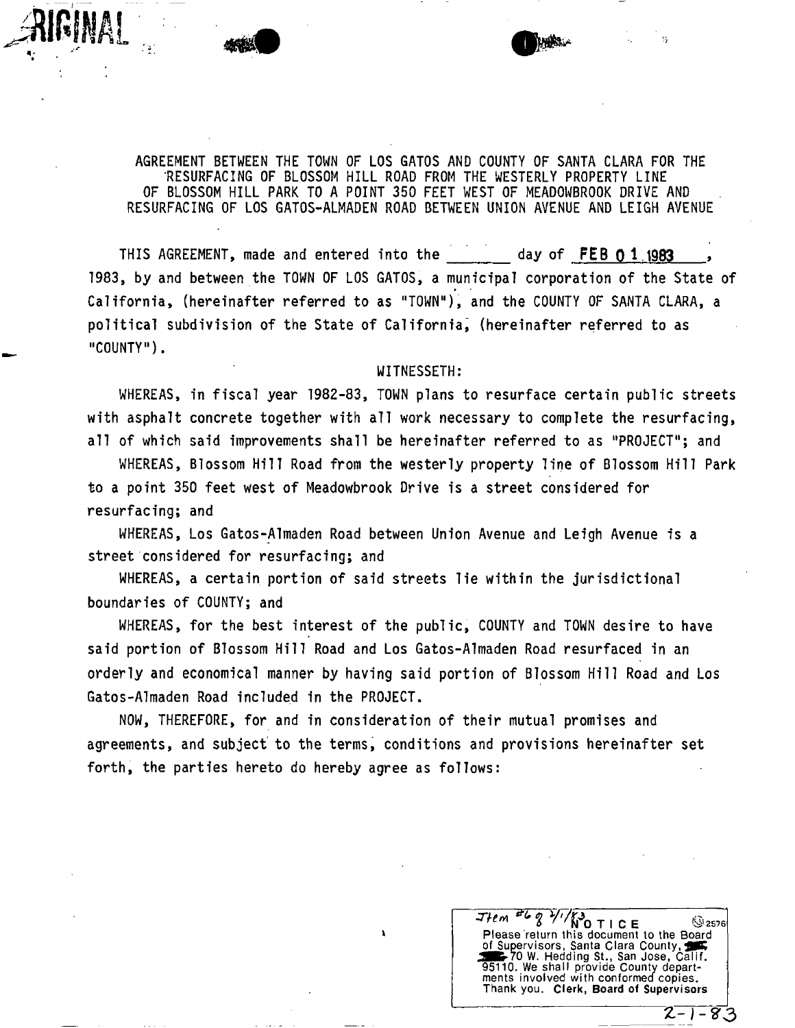ORIGINAL

AGREEMENT BETWEEN THE TOWN OF LOS GATOS AND COUNTY OF SANTA CLARA FOR THE RESURFACING OF BLOSSOM HILL ROAD FROM THE WESTERLY PROPERTY LINE OF BLOSSOM HILL PARK TO A POINT 350 FEET WEST OF MEADOWBROOK DRIVE AND RESURFACING OF LOS GATOS-ALMADEN ROAD BETWEEN UNION AVENUE AND LEIGH AVENUE

THIS AGREEMENT, made and entered into the ______ day of FEB 01 1983, 1983, by and between the TOWN OF LOS GATOS, a municipal corporation of the State of California, (hereinafter referred to as "TOWN"), and the COUNTY OF SANTA CLARA, a political subdivision of the State of California, (hereinafter referred to as "COUNTY").

WITNESSETH:

WHEREAS, in fiscal year 1982-83, TOWN plans to resurface certain public streets with asphalt concrete together with all work necessary to complete the resurfacing, all of which said improvements shall be hereinafter referred to as "PROJECT"; and

WHEREAS, Blossom Hill Road from the westerly property line of Blossom Hill Park to a point 350 feet west of Meadowbrook Drive is a street considered for resurfacing; and

WHEREAS, Los Gatos-Almaden Road between Union Avenue and Leigh Avenue is a street considered for resurfacing; and

WHEREAS, a certain portion of said streets lie within the jurisdictional boundaries of COUNTY; and

WHEREAS, for the best interest of the public, COUNTY and TOWN desire to have said portion of Blossom Hill Road and Los Gatos-Almaden Road resurfaced in an orderly and economical manner by having said portion of Blossom Hill Road and Los Gatos-Almaden Road included in the PROJECT.

NOW, THEREFORE, for and in consideration of their mutual promises and agreements, and subject to the terms, conditions and provisions hereinafter set forth, the parties hereto do hereby agree as follows:

Item #6 @ 2/1/83

NOTICE

Please return this document to the Board of Supervisors, Santa Clara County, 70 W. Hedding St., San Jose, Calif. 95110. We shall provide County departments involved with conformed copies. Thank you. **Clerk, Board of Supervisors**

2-1-83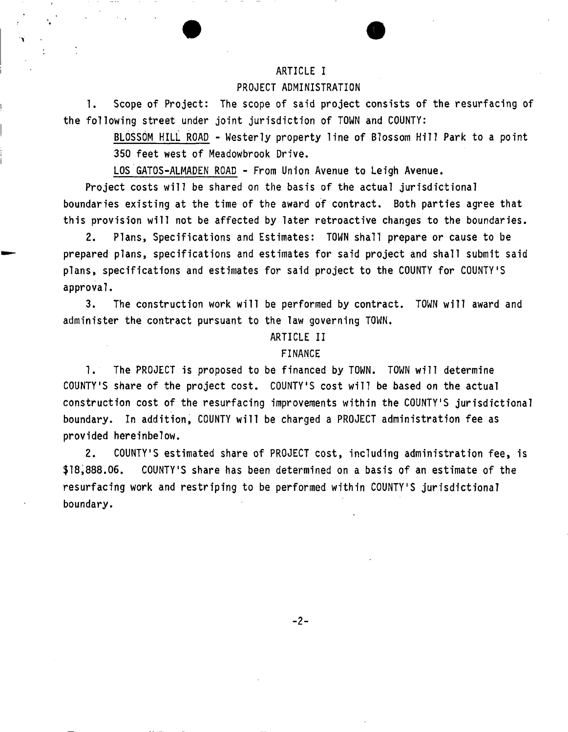## ARTICLE I

## PROJECT ADMINISTRATION

1. Scope of Project: The scope of said project consists of the resurfacing of the following street under joint jurisdiction of TOWN and COUNTY:

   BLOSSOM HILL ROAD - Westerly property line of Blossom Hill Park to a point 350 feet west of Meadowbrook Drive.

   LOS GATOS-ALMADEN ROAD - From Union Avenue to Leigh Avenue.

   Project costs will be shared on the basis of the actual jurisdictional boundaries existing at the time of the award of contract. Both parties agree that this provision will not be affected by later retroactive changes to the boundaries.

2. Plans, Specifications and Estimates: TOWN shall prepare or cause to be prepared plans, specifications and estimates for said project and shall submit said plans, specifications and estimates for said project to the COUNTY for COUNTY'S approval.

3. The construction work will be performed by contract. TOWN will award and administer the contract pursuant to the law governing TOWN.

## ARTICLE II

## FINANCE

1. The PROJECT is proposed to be financed by TOWN. TOWN will determine COUNTY'S share of the project cost. COUNTY'S cost will be based on the actual construction cost of the resurfacing improvements within the COUNTY'S jurisdictional boundary. In addition, COUNTY will be charged a PROJECT administration fee as provided hereinbelow.

2. COUNTY'S estimated share of PROJECT cost, including administration fee, is $18,888.06. COUNTY'S share has been determined on a basis of an estimate of the resurfacing work and restriping to be performed within COUNTY'S jurisdictional boundary.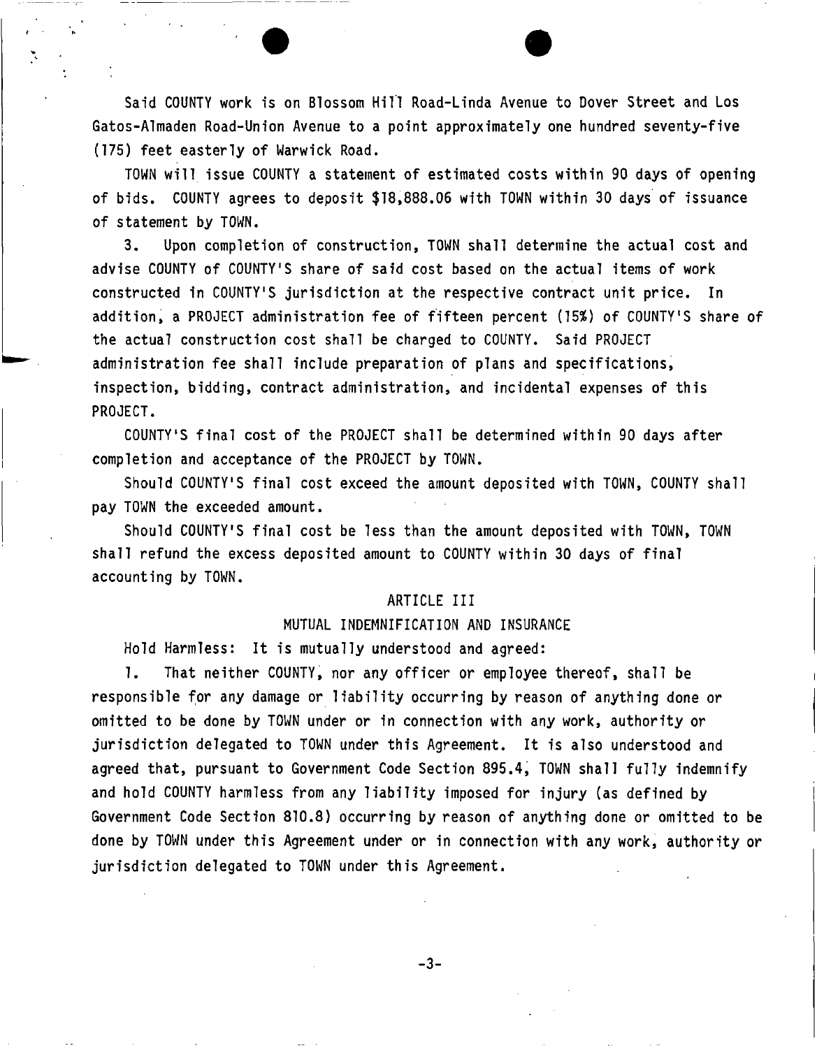Said COUNTY work is on Blossom Hill Road-Linda Avenue to Dover Street and Los Gatos-Almaden Road-Union Avenue to a point approximately one hundred seventy-five (175) feet easterly of Warwick Road.

TOWN will issue COUNTY a statement of estimated costs within 90 days of opening of bids. COUNTY agrees to deposit $18,888.06 with TOWN within 30 days of issuance of statement by TOWN.

3. Upon completion of construction, TOWN shall determine the actual cost and advise COUNTY of COUNTY'S share of said cost based on the actual items of work constructed in COUNTY'S jurisdiction at the respective contract unit price. In addition, a PROJECT administration fee of fifteen percent (15%) of COUNTY'S share of the actual construction cost shall be charged to COUNTY. Said PROJECT administration fee shall include preparation of plans and specifications, inspection, bidding, contract administration, and incidental expenses of this PROJECT.

COUNTY'S final cost of the PROJECT shall be determined within 90 days after completion and acceptance of the PROJECT by TOWN.

Should COUNTY'S final cost exceed the amount deposited with TOWN, COUNTY shall pay TOWN the exceeded amount.

Should COUNTY'S final cost be less than the amount deposited with TOWN, TOWN shall refund the excess deposited amount to COUNTY within 30 days of final accounting by TOWN.

## ARTICLE III

## MUTUAL INDEMNIFICATION AND INSURANCE

Hold Harmless: It is mutually understood and agreed:

1. That neither COUNTY, nor any officer or employee thereof, shall be responsible for any damage or liability occurring by reason of anything done or omitted to be done by TOWN under or in connection with any work, authority or jurisdiction delegated to TOWN under this Agreement. It is also understood and agreed that, pursuant to Government Code Section 895.4, TOWN shall fully indemnify and hold COUNTY harmless from any liability imposed for injury (as defined by Government Code Section 810.8) occurring by reason of anything done or omitted to be done by TOWN under this Agreement under or in connection with any work, authority or jurisdiction delegated to TOWN under this Agreement.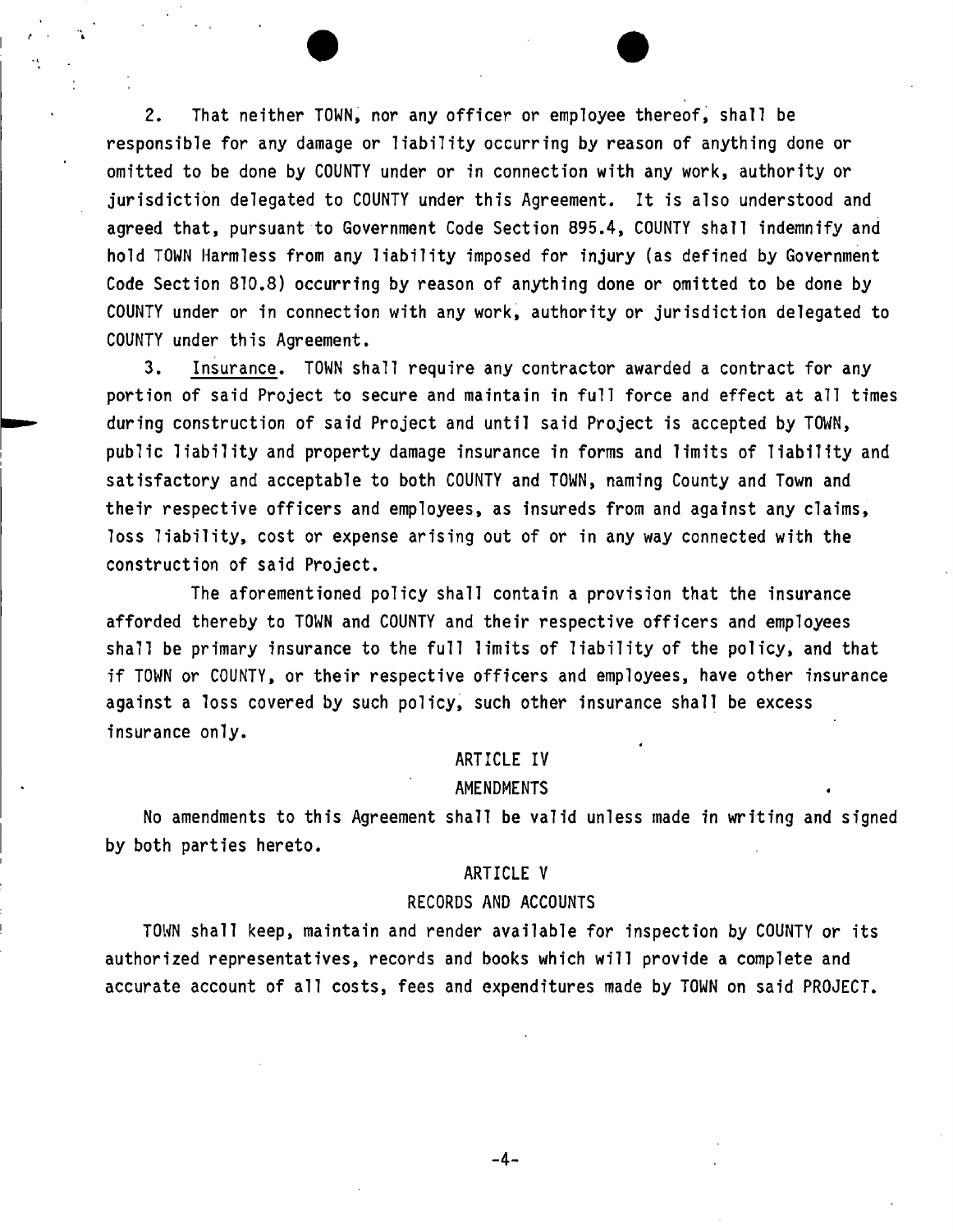2. That neither TOWN, nor any officer or employee thereof, shall be responsible for any damage or liability occurring by reason of anything done or omitted to be done by COUNTY under or in connection with any work, authority or jurisdiction delegated to COUNTY under this Agreement. It is also understood and agreed that, pursuant to Government Code Section 895.4, COUNTY shall indemnify and hold TOWN Harmless from any liability imposed for injury (as defined by Government Code Section 810.8) occurring by reason of anything done or omitted to be done by COUNTY under or in connection with any work, authority or jurisdiction delegated to COUNTY under this Agreement.

3. Insurance. TOWN shall require any contractor awarded a contract for any portion of said Project to secure and maintain in full force and effect at all times during construction of said Project and until said Project is accepted by TOWN, public liability and property damage insurance in forms and limits of liability and satisfactory and acceptable to both COUNTY and TOWN, naming County and Town and their respective officers and employees, as insureds from and against any claims, loss liability, cost or expense arising out of or in any way connected with the construction of said Project.

The aforementioned policy shall contain a provision that the insurance afforded thereby to TOWN and COUNTY and their respective officers and employees shall be primary insurance to the full limits of liability of the policy, and that if TOWN or COUNTY, or their respective officers and employees, have other insurance against a loss covered by such policy, such other insurance shall be excess insurance only.

## ARTICLE IV

## AMENDMENTS

No amendments to this Agreement shall be valid unless made in writing and signed by both parties hereto.

## ARTICLE V

## RECORDS AND ACCOUNTS

TOWN shall keep, maintain and render available for inspection by COUNTY or its authorized representatives, records and books which will provide a complete and accurate account of all costs, fees and expenditures made by TOWN on said PROJECT.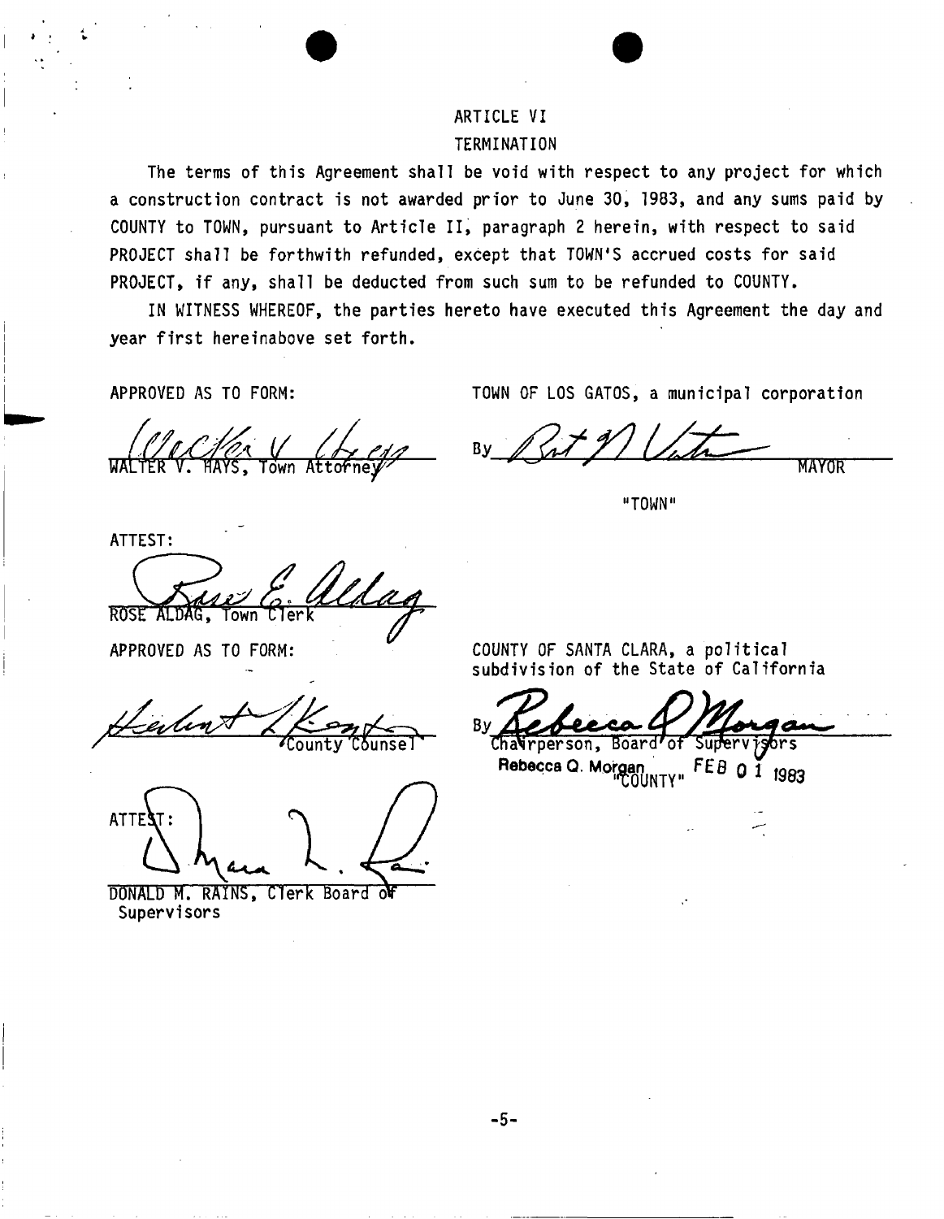## ARTICLE VI

## TERMINATION

The terms of this Agreement shall be void with respect to any project for which a construction contract is not awarded prior to June 30, 1983, and any sums paid by COUNTY to TOWN, pursuant to Article II, paragraph 2 herein, with respect to said PROJECT shall be forthwith refunded, except that TOWN'S accrued costs for said PROJECT, if any, shall be deducted from such sum to be refunded to COUNTY.

IN WITNESS WHEREOF, the parties hereto have executed this Agreement the day and year first hereinabove set forth.

APPROVED AS TO FORM:

WALTER V. HAYS, Town Attorney

TOWN OF LOS GATOS, a municipal corporation

By ______________________ MAYOR

"TOWN"

ATTEST:

ROSE ALDAG, Town Clerk

APPROVED AS TO FORM:

County Counsel

COUNTY OF SANTA CLARA, a political subdivision of the State of California

By ______________________
Chairperson, Board of Supervisors
Rebecca Q. Morgan FEB 01 1983

"COUNTY"

ATTEST:

DONALD M. RAINS, Clerk Board of Supervisors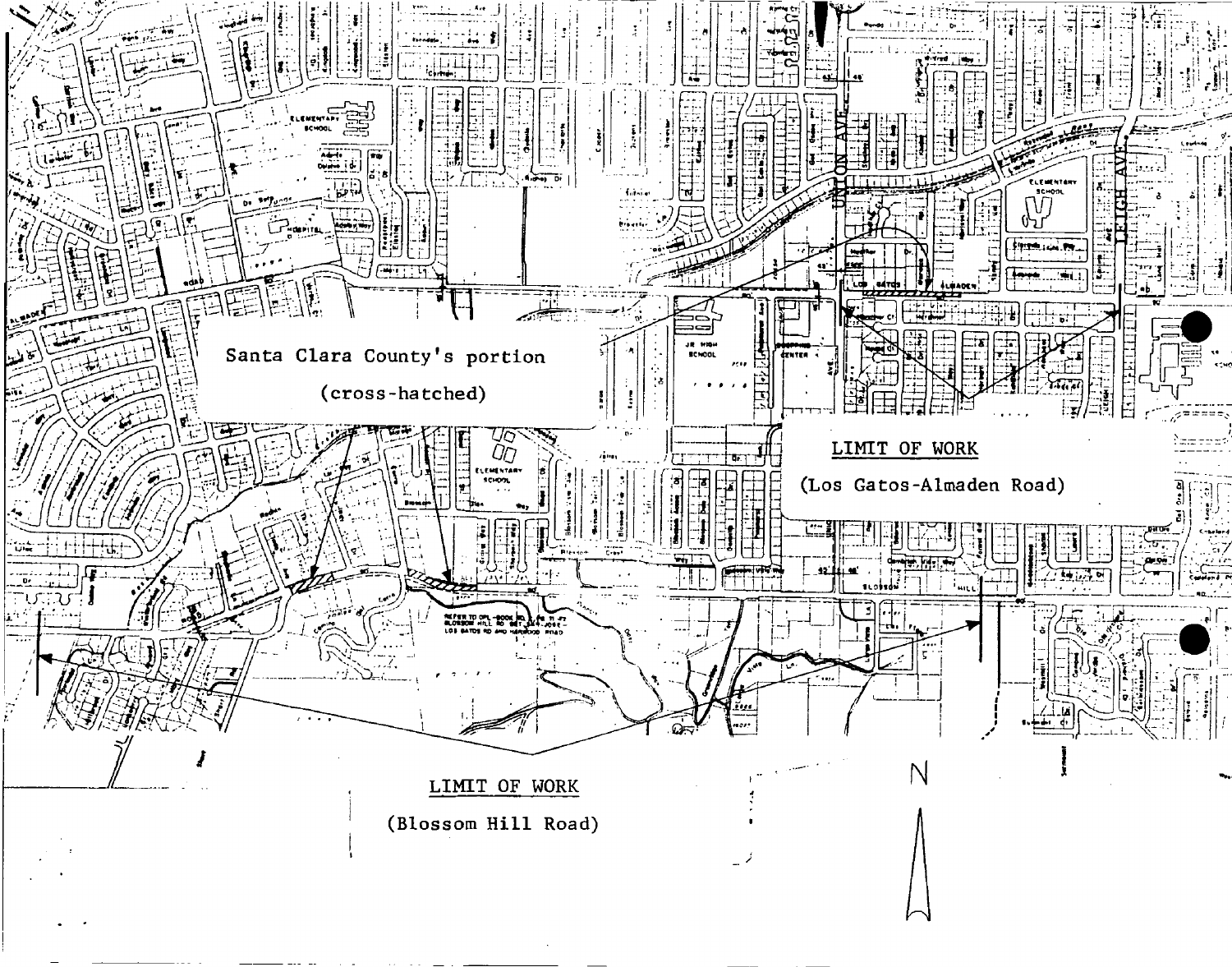Santa Clara County's portion

(cross-hatched)

LIMIT OF WORK

(Los Gatos-Almaden Road)

LIMIT OF WORK

(Blossom Hill Road)

N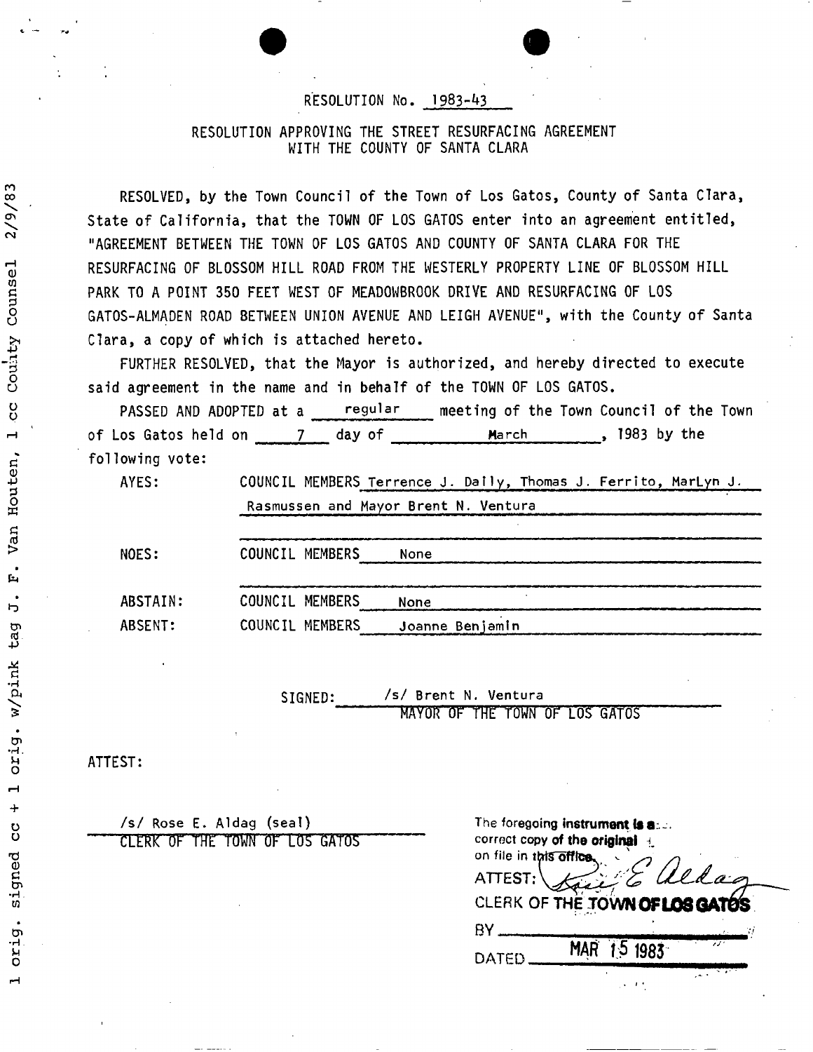RESOLUTION No. 1983-43

RESOLUTION APPROVING THE STREET RESURFACING AGREEMENT WITH THE COUNTY OF SANTA CLARA

RESOLVED, by the Town Council of the Town of Los Gatos, County of Santa Clara, State of California, that the TOWN OF LOS GATOS enter into an agreement entitled, "AGREEMENT BETWEEN THE TOWN OF LOS GATOS AND COUNTY OF SANTA CLARA FOR THE RESURFACING OF BLOSSOM HILL ROAD FROM THE WESTERLY PROPERTY LINE OF BLOSSOM HILL PARK TO A POINT 350 FEET WEST OF MEADOWBROOK DRIVE AND RESURFACING OF LOS GATOS-ALMADEN ROAD BETWEEN UNION AVENUE AND LEIGH AVENUE", with the County of Santa Clara, a copy of which is attached hereto.

FURTHER RESOLVED, that the Mayor is authorized, and hereby directed to execute said agreement in the name and in behalf of the TOWN OF LOS GATOS.

PASSED AND ADOPTED at a regular meeting of the Town Council of the Town of Los Gatos held on 7 day of March, 1983 by the following vote:

AYES: COUNCIL MEMBERS Terrence J. Daily, Thomas J. Ferrito, MarLyn J. Rasmussen and Mayor Brent N. Ventura

NOES: COUNCIL MEMBERS None

ABSTAIN: COUNCIL MEMBERS None

ABSENT: COUNCIL MEMBERS Joanne Benjamin

SIGNED: /s/ Brent N. Ventura
MAYOR OF THE TOWN OF LOS GATOS

ATTEST:

/s/ Rose E. Aldag (seal)
CLERK OF THE TOWN OF LOS GATOS

The foregoing instrument is a correct copy of the original on file in this office.
ATTEST: Rose E. Aldag
CLERK OF THE TOWN OF LOS GATOS
BY
DATED MAR 15 1983

1 orig. signed cc + 1 orig. w/pink tag J. F. Van Houten, 1 cc County Counsel 2/9/83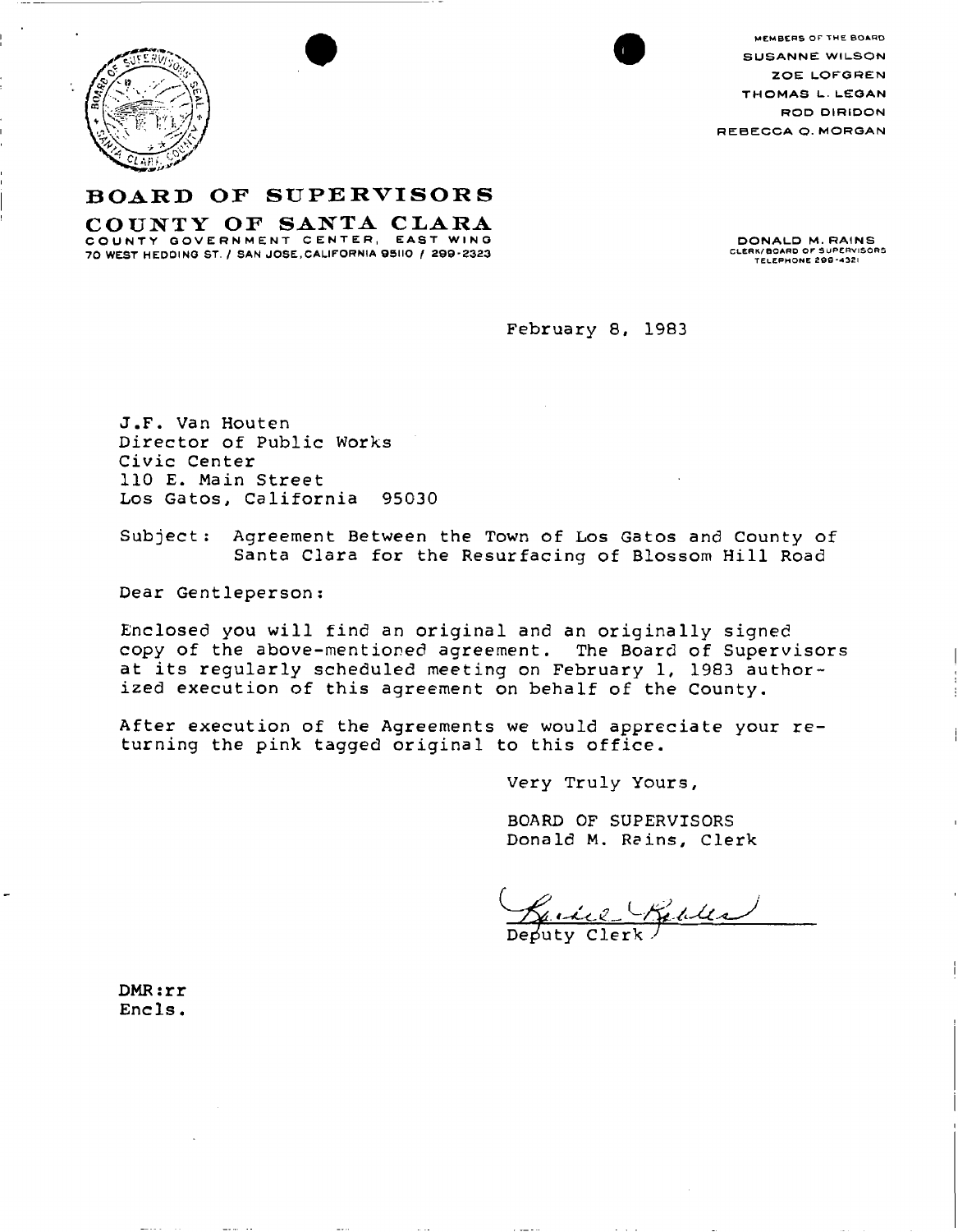MEMBERS OF THE BOARD
SUSANNE WILSON
ZOE LOFGREN
THOMAS L. LEGAN
ROD DIRIDON
REBECCA Q. MORGAN

# BOARD OF SUPERVISORS

## COUNTY OF SANTA CLARA

COUNTY GOVERNMENT CENTER, EAST WING
70 WEST HEDDING ST. / SAN JOSE, CALIFORNIA 95110 / 299-2323

DONALD M. RAINS
CLERK/BOARD OF SUPERVISORS
TELEPHONE 299-4321

February 8, 1983

J.F. Van Houten
Director of Public Works
Civic Center
110 E. Main Street
Los Gatos, California 95030

Subject: Agreement Between the Town of Los Gatos and County of Santa Clara for the Resurfacing of Blossom Hill Road

Dear Gentleperson:

Enclosed you will find an original and an originally signed copy of the above-mentioned agreement. The Board of Supervisors at its regularly scheduled meeting on February 1, 1983 authorized execution of this agreement on behalf of the County.

After execution of the Agreements we would appreciate your returning the pink tagged original to this office.

Very Truly Yours,

BOARD OF SUPERVISORS
Donald M. Rains, Clerk

Deputy Clerk

DMR:rr
Encls.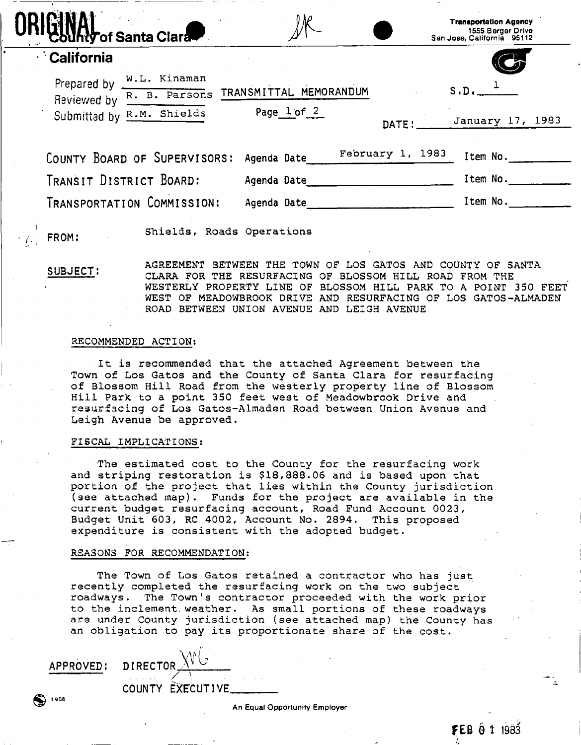ORIGINAL County of Santa Clara

California

Transportation Agency
1555 Berger Drive
San Jose, California 95112

Prepared by W.L. Kinaman
Reviewed by R. B. Parsons
Submitted by R.M. Shields

TRANSMITTAL MEMORANDUM

Page 1 of 2

S.D. 1

DATE: January 17, 1983

COUNTY BOARD OF SUPERVISORS: Agenda Date February 1, 1983 Item No.______

TRANSIT DISTRICT BOARD: Agenda Date______ Item No.______

TRANSPORTATION COMMISSION: Agenda Date______ Item No.______

FROM: Shields, Roads Operations

SUBJECT: AGREEMENT BETWEEN THE TOWN OF LOS GATOS AND COUNTY OF SANTA CLARA FOR THE RESURFACING OF BLOSSOM HILL ROAD FROM THE WESTERLY PROPERTY LINE OF BLOSSOM HILL PARK TO A POINT 350 FEET WEST OF MEADOWBROOK DRIVE AND RESURFACING OF LOS GATOS-ALMADEN ROAD BETWEEN UNION AVENUE AND LEIGH AVENUE

RECOMMENDED ACTION:

It is recommended that the attached Agreement between the Town of Los Gatos and the County of Santa Clara for resurfacing of Blossom Hill Road from the westerly property line of Blossom Hill Park to a point 350 feet west of Meadowbrook Drive and resurfacing of Los Gatos-Almaden Road between Union Avenue and Leigh Avenue be approved.

FISCAL IMPLICATIONS:

The estimated cost to the County for the resurfacing work and striping restoration is $18,888.06 and is based upon that portion of the project that lies within the County jurisdiction (see attached map). Funds for the project are available in the current budget resurfacing account, Road Fund Account 0023, Budget Unit 603, RC 4002, Account No. 2894. This proposed expenditure is consistent with the adopted budget.

REASONS FOR RECOMMENDATION:

The Town of Los Gatos retained a contractor who has just recently completed the resurfacing work on the two subject roadways. The Town's contractor proceeded with the work prior to the inclement weather. As small portions of these roadways are under County jurisdiction (see attached map) the County has an obligation to pay its proportionate share of the cost.

APPROVED: DIRECTOR ______

COUNTY EXECUTIVE______

An Equal Opportunity Employer

FEB 01 1983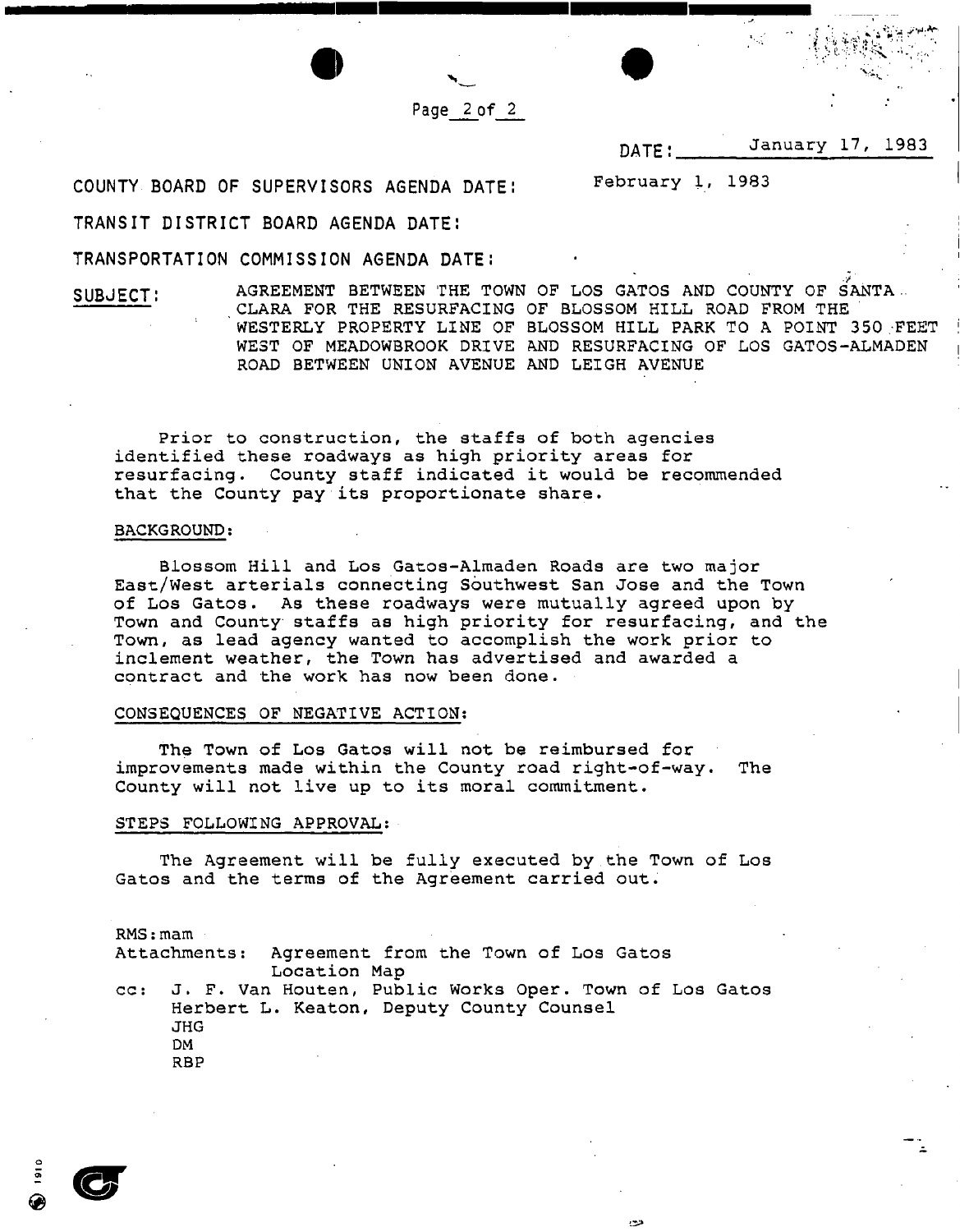DATE: January 17, 1983

COUNTY BOARD OF SUPERVISORS AGENDA DATE: February 1, 1983

TRANSIT DISTRICT BOARD AGENDA DATE:

TRANSPORTATION COMMISSION AGENDA DATE:

SUBJECT: AGREEMENT BETWEEN THE TOWN OF LOS GATOS AND COUNTY OF SANTA CLARA FOR THE RESURFACING OF BLOSSOM HILL ROAD FROM THE WESTERLY PROPERTY LINE OF BLOSSOM HILL PARK TO A POINT 350 FEET WEST OF MEADOWBROOK DRIVE AND RESURFACING OF LOS GATOS-ALMADEN ROAD BETWEEN UNION AVENUE AND LEIGH AVENUE

Prior to construction, the staffs of both agencies identified these roadways as high priority areas for resurfacing. County staff indicated it would be recommended that the County pay its proportionate share.

BACKGROUND:

Blossom Hill and Los Gatos-Almaden Roads are two major East/West arterials connecting Southwest San Jose and the Town of Los Gatos. As these roadways were mutually agreed upon by Town and County staffs as high priority for resurfacing, and the Town, as lead agency wanted to accomplish the work prior to inclement weather, the Town has advertised and awarded a contract and the work has now been done.

CONSEQUENCES OF NEGATIVE ACTION:

The Town of Los Gatos will not be reimbursed for improvements made within the County road right-of-way. The County will not live up to its moral commitment.

STEPS FOLLOWING APPROVAL:

The Agreement will be fully executed by the Town of Los Gatos and the terms of the Agreement carried out.

RMS:mam

Attachments: Agreement from the Town of Los Gatos
Location Map

cc: J. F. Van Houten, Public Works Oper. Town of Los Gatos
Herbert L. Keaton, Deputy County Counsel
JHG
DM
RBP